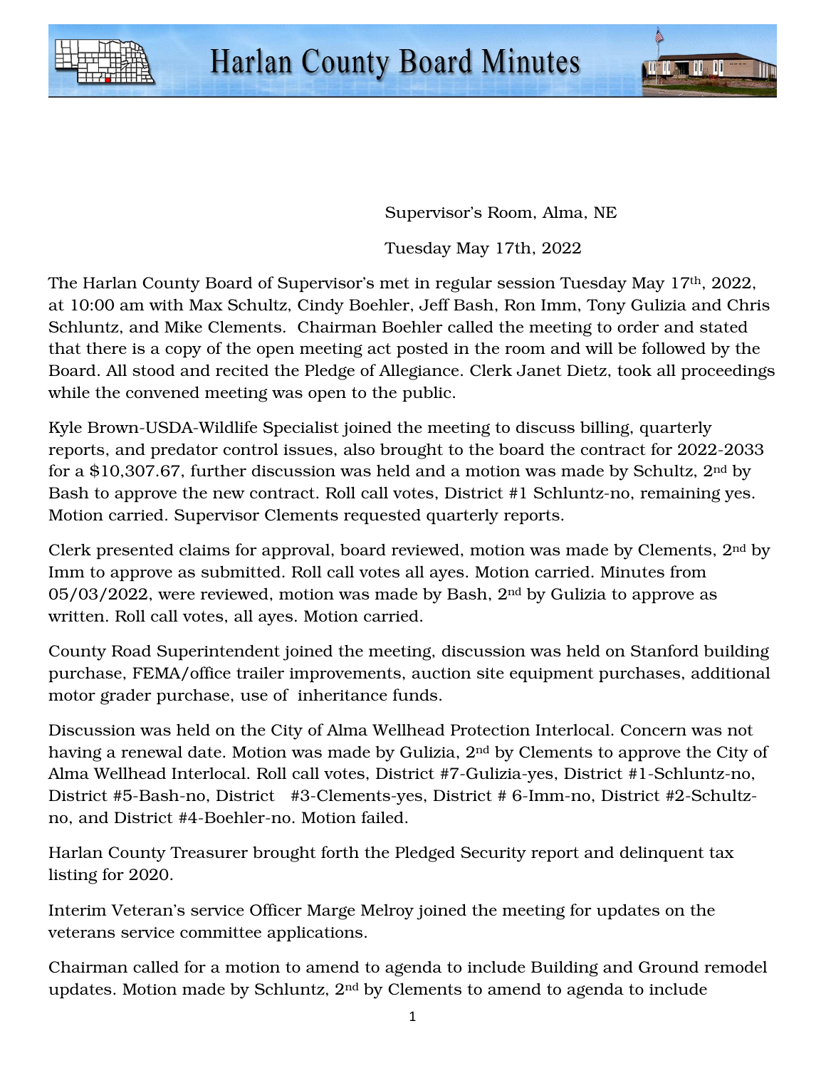# Harlan County Board Minutes

Supervisor's Room, Alma, NE

Tuesday May 17th, 2022

The Harlan County Board of Supervisor's met in regular session Tuesday May 17th, 2022, at 10:00 am with Max Schultz, Cindy Boehler, Jeff Bash, Ron Imm, Tony Gulizia and Chris Schluntz, and Mike Clements. Chairman Boehler called the meeting to order and stated that there is a copy of the open meeting act posted in the room and will be followed by the Board. All stood and recited the Pledge of Allegiance. Clerk Janet Dietz, took all proceedings while the convened meeting was open to the public.

Kyle Brown-USDA-Wildlife Specialist joined the meeting to discuss billing, quarterly reports, and predator control issues, also brought to the board the contract for 2022-2033 for a $10,307.67, further discussion was held and a motion was made by Schultz, 2nd by Bash to approve the new contract. Roll call votes, District #1 Schluntz-no, remaining yes. Motion carried. Supervisor Clements requested quarterly reports.

Clerk presented claims for approval, board reviewed, motion was made by Clements, 2nd by Imm to approve as submitted. Roll call votes all ayes. Motion carried. Minutes from 05/03/2022, were reviewed, motion was made by Bash, 2nd by Gulizia to approve as written. Roll call votes, all ayes. Motion carried.

County Road Superintendent joined the meeting, discussion was held on Stanford building purchase, FEMA/office trailer improvements, auction site equipment purchases, additional motor grader purchase, use of inheritance funds.

Discussion was held on the City of Alma Wellhead Protection Interlocal. Concern was not having a renewal date. Motion was made by Gulizia, 2nd by Clements to approve the City of Alma Wellhead Interlocal. Roll call votes, District #7-Gulizia-yes, District #1-Schluntz-no, District #5-Bash-no, District #3-Clements-yes, District # 6-Imm-no, District #2-Schultz-no, and District #4-Boehler-no. Motion failed.

Harlan County Treasurer brought forth the Pledged Security report and delinquent tax listing for 2020.

Interim Veteran's service Officer Marge Melroy joined the meeting for updates on the veterans service committee applications.

Chairman called for a motion to amend to agenda to include Building and Ground remodel updates. Motion made by Schluntz, 2nd by Clements to amend to agenda to include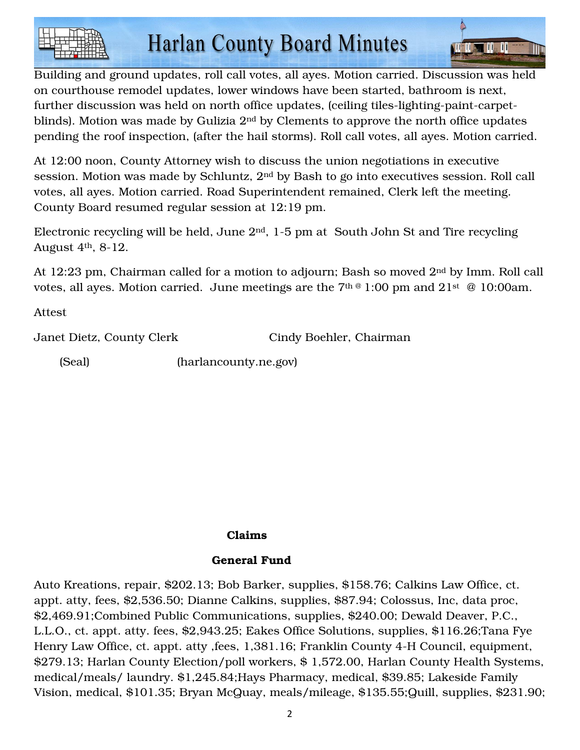Building and ground updates, roll call votes, all ayes. Motion carried. Discussion was held on courthouse remodel updates, lower windows have been started, bathroom is next, further discussion was held on north office updates, (ceiling tiles-lighting-paint-carpet-blinds). Motion was made by Gulizia 2nd by Clements to approve the north office updates pending the roof inspection, (after the hail storms). Roll call votes, all ayes. Motion carried.

At 12:00 noon, County Attorney wish to discuss the union negotiations in executive session. Motion was made by Schluntz, 2nd by Bash to go into executives session. Roll call votes, all ayes. Motion carried. Road Superintendent remained, Clerk left the meeting. County Board resumed regular session at 12:19 pm.

Electronic recycling will be held, June 2nd, 1-5 pm at South John St and Tire recycling August 4th, 8-12.

At 12:23 pm, Chairman called for a motion to adjourn; Bash so moved 2nd by Imm. Roll call votes, all ayes. Motion carried. June meetings are the 7th @ 1:00 pm and 21st @ 10:00am.

Attest

Janet Dietz, County Clerk Cindy Boehler, Chairman

(Seal) (harlancounty.ne.gov)

**Claims**

**General Fund**

Auto Kreations, repair, $202.13; Bob Barker, supplies, $158.76; Calkins Law Office, ct. appt. atty, fees, $2,536.50; Dianne Calkins, supplies, $87.94; Colossus, Inc, data proc, $2,469.91;Combined Public Communications, supplies, $240.00; Dewald Deaver, P.C., L.L.O., ct. appt. atty. fees, $2,943.25; Eakes Office Solutions, supplies, $116.26;Tana Fye Henry Law Office, ct. appt. atty ,fees, 1,381.16; Franklin County 4-H Council, equipment, $279.13; Harlan County Election/poll workers, $ 1,572.00, Harlan County Health Systems, medical/meals/ laundry. $1,245.84;Hays Pharmacy, medical, $39.85; Lakeside Family Vision, medical, $101.35; Bryan McQuay, meals/mileage, $135.55;Quill, supplies, $231.90;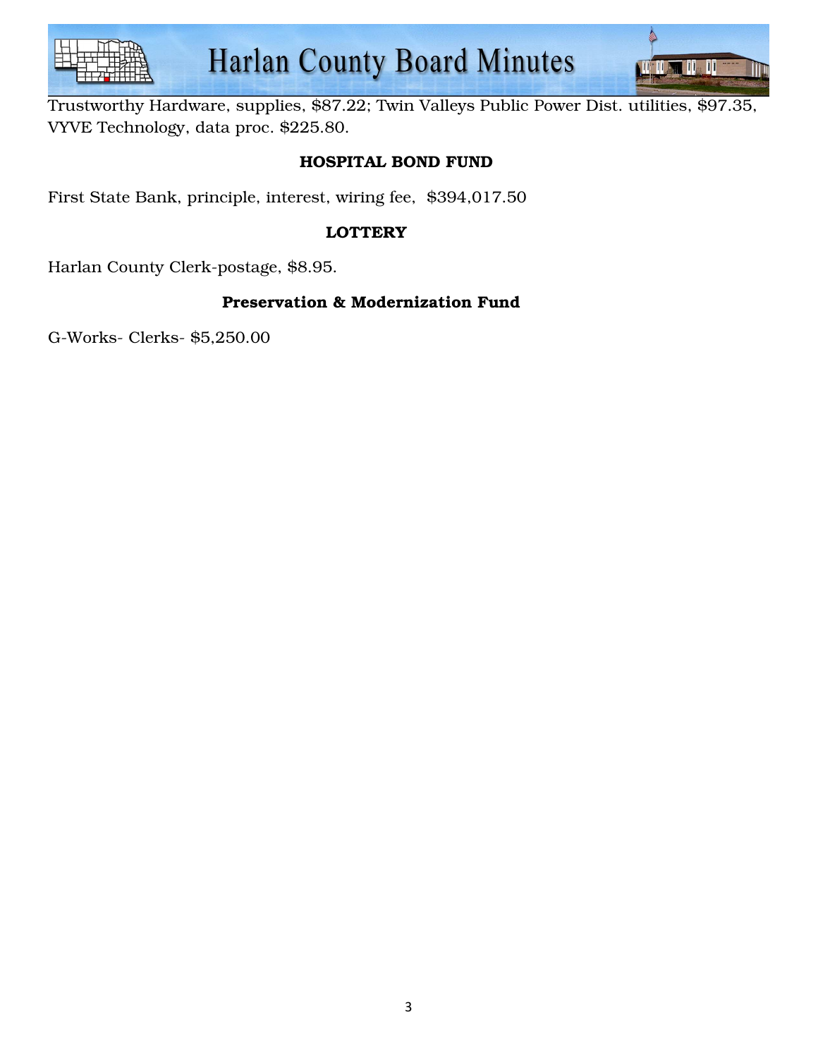Trustworthy Hardware, supplies, $87.22; Twin Valleys Public Power Dist. utilities, $97.35, VYVE Technology, data proc. $225.80.

**HOSPITAL BOND FUND**

First State Bank, principle, interest, wiring fee, $394,017.50

**LOTTERY**

Harlan County Clerk-postage, $8.95.

**Preservation & Modernization Fund**

G-Works- Clerks- $5,250.00